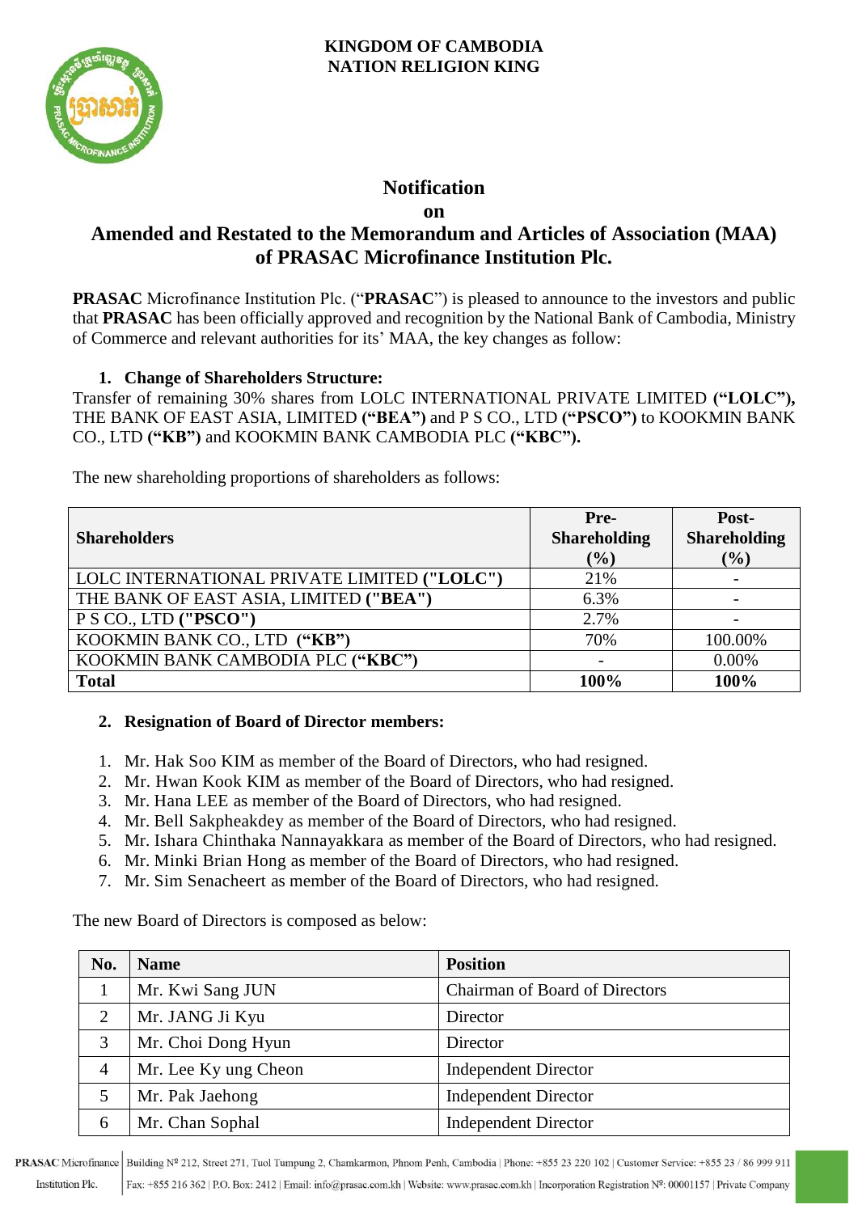**KINGDOM OF CAMBODIA**
**NATION RELIGION KING**

# Notification
## on
## Amended and Restated to the Memorandum and Articles of Association (MAA) of PRASAC Microfinance Institution Plc.

**PRASAC** Microfinance Institution Plc. ("**PRASAC**") is pleased to announce to the investors and public that **PRASAC** has been officially approved and recognition by the National Bank of Cambodia, Ministry of Commerce and relevant authorities for its' MAA, the key changes as follow:

1. **Change of Shareholders Structure:**

Transfer of remaining 30% shares from LOLC INTERNATIONAL PRIVATE LIMITED **("LOLC"),** THE BANK OF EAST ASIA, LIMITED **("BEA")** and P S CO., LTD **("PSCO")** to KOOKMIN BANK CO., LTD **("KB")** and KOOKMIN BANK CAMBODIA PLC **("KBC").**

The new shareholding proportions of shareholders as follows:

| **Shareholders** | **Pre-Shareholding (%)** | **Post-Shareholding (%)** |
|---|---|---|
| LOLC INTERNATIONAL PRIVATE LIMITED **("LOLC")** | 21% | - |
| THE BANK OF EAST ASIA, LIMITED **("BEA")** | 6.3% | - |
| P S CO., LTD **("PSCO")** | 2.7% | - |
| KOOKMIN BANK CO., LTD **("KB")** | 70% | 100.00% |
| KOOKMIN BANK CAMBODIA PLC **("KBC")** | - | 0.00% |
| **Total** | **100%** | **100%** |

2. **Resignation of Board of Director members:**

1. Mr. Hak Soo KIM as member of the Board of Directors, who had resigned.
2. Mr. Hwan Kook KIM as member of the Board of Directors, who had resigned.
3. Mr. Hana LEE as member of the Board of Directors, who had resigned.
4. Mr. Bell Sakpheakdey as member of the Board of Directors, who had resigned.
5. Mr. Ishara Chinthaka Nannayakkara as member of the Board of Directors, who had resigned.
6. Mr. Minki Brian Hong as member of the Board of Directors, who had resigned.
7. Mr. Sim Senacheert as member of the Board of Directors, who had resigned.

The new Board of Directors is composed as below:

| **No.** | **Name** | **Position** |
|---|---|---|
| 1 | Mr. Kwi Sang JUN | Chairman of Board of Directors |
| 2 | Mr. JANG Ji Kyu | Director |
| 3 | Mr. Choi Dong Hyun | Director |
| 4 | Mr. Lee Ky ung Cheon | Independent Director |
| 5 | Mr. Pak Jaehong | Independent Director |
| 6 | Mr. Chan Sophal | Independent Director |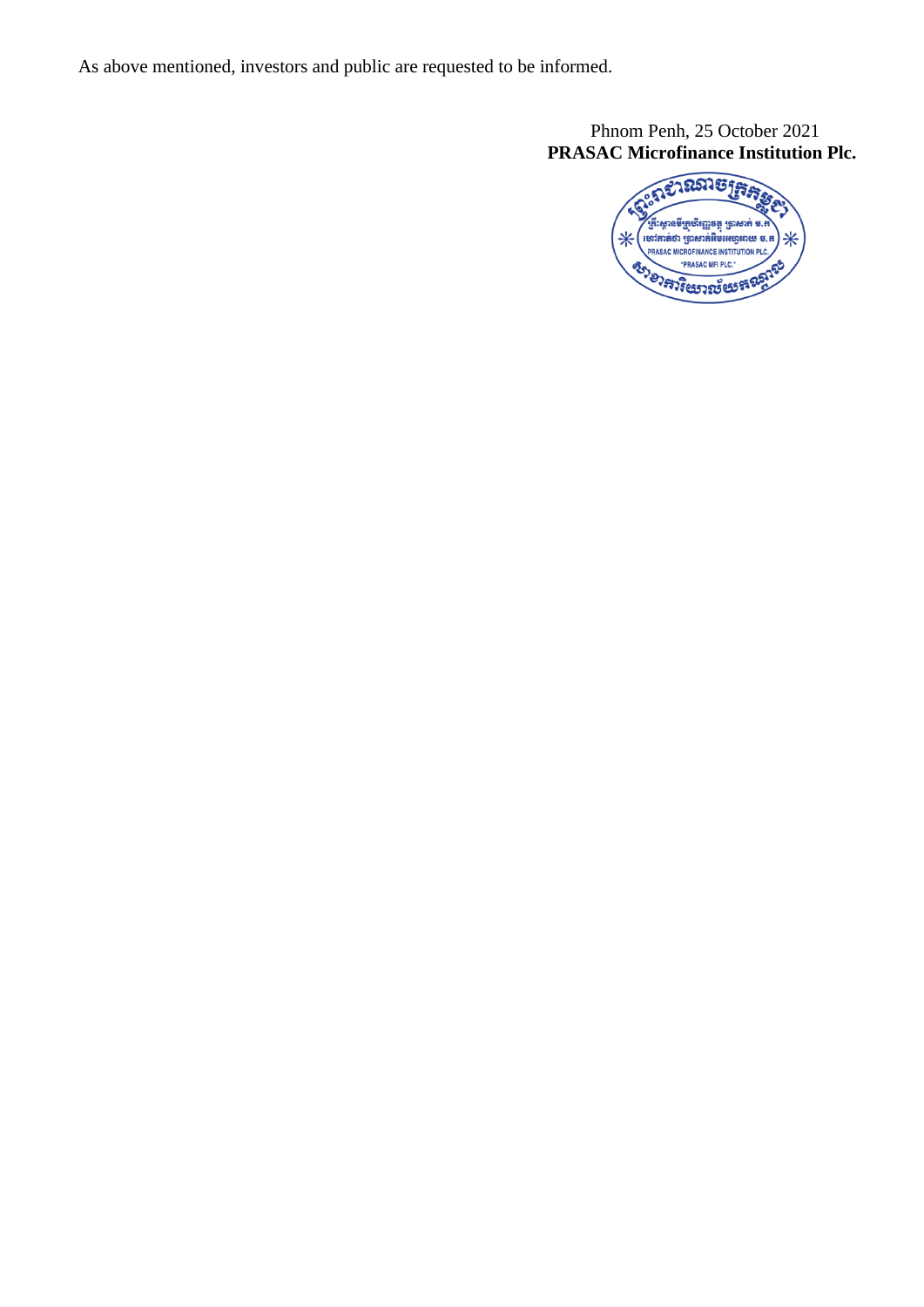As above mentioned, investors and public are requested to be informed.

Phnom Penh, 25 October 2021

**PRASAC Microfinance Institution Plc.**